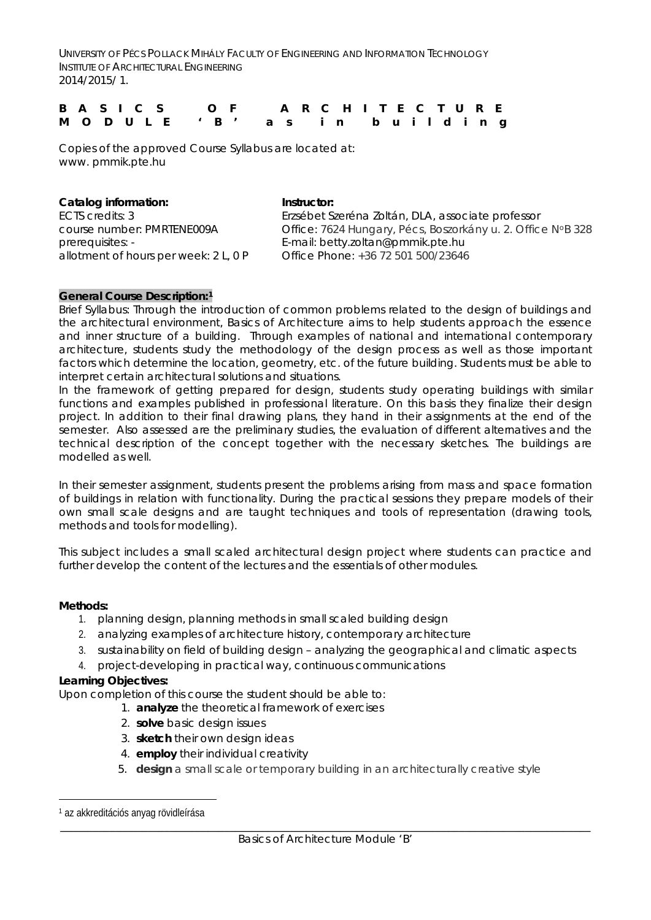UNIVERSITY OF PÉCS POLLACK MIHÁLY FACULTY OF ENGINEERING AND INFORMATION TECHNOLOGY
INSTITUTE OF ARCHITECTURAL ENGINEERING
2014/2015/ 1.

# BASICS OF ARCHITECTURE MODULE 'B' as in building

Copies of the approved Course Syllabus are located at:
www. pmmik.pte.hu

**Catalog information:**
ECTS credits: 3
course number: PMRTENE009A
prerequisites: -
allotment of hours per week: 2 L, 0 P

**Instructor:**
Erzsébet Szeréna Zoltán, DLA, associate professor
Office: 7624 Hungary, Pécs, Boszorkány u. 2. Office NoB 328
E-mail: betty.zoltan@pmmik.pte.hu
Office Phone: +36 72 501 500/23646

**General Course Description:**[1]

Brief Syllabus: Through the introduction of common problems related to the design of buildings and the architectural environment, Basics of Architecture aims to help students approach the essence and inner structure of a building. Through examples of national and international contemporary architecture, students study the methodology of the design process as well as those important factors which determine the location, geometry, etc. of the future building. Students must be able to interpret certain architectural solutions and situations.

In the framework of getting prepared for design, students study operating buildings with similar functions and examples published in professional literature. On this basis they finalize their design project. In addition to their final drawing plans, they hand in their assignments at the end of the semester. Also assessed are the preliminary studies, the evaluation of different alternatives and the technical description of the concept together with the necessary sketches. The buildings are modelled as well.

In their semester assignment, students present the problems arising from mass and space formation of buildings in relation with functionality. During the practical sessions they prepare models of their own small scale designs and are taught techniques and tools of representation (drawing tools, methods and tools for modelling).

This subject includes a small scaled architectural design project where students can practice and further develop the content of the lectures and the essentials of other modules.

**Methods:**

1. planning design, planning methods in small scaled building design
2. analyzing examples of architecture history, contemporary architecture
3. sustainability on field of building design – analyzing the geographical and climatic aspects
4. project-developing in practical way, continuous communications

**Learning Objectives:**

Upon completion of this course the student should be able to:

1. **analyze** the theoretical framework of exercises
2. **solve** basic design issues
3. **sketch** their own design ideas
4. **employ** their individual creativity
5. **design** a small scale or temporary building in an architecturally creative style

[1] az akkreditációs anyag rövidleírása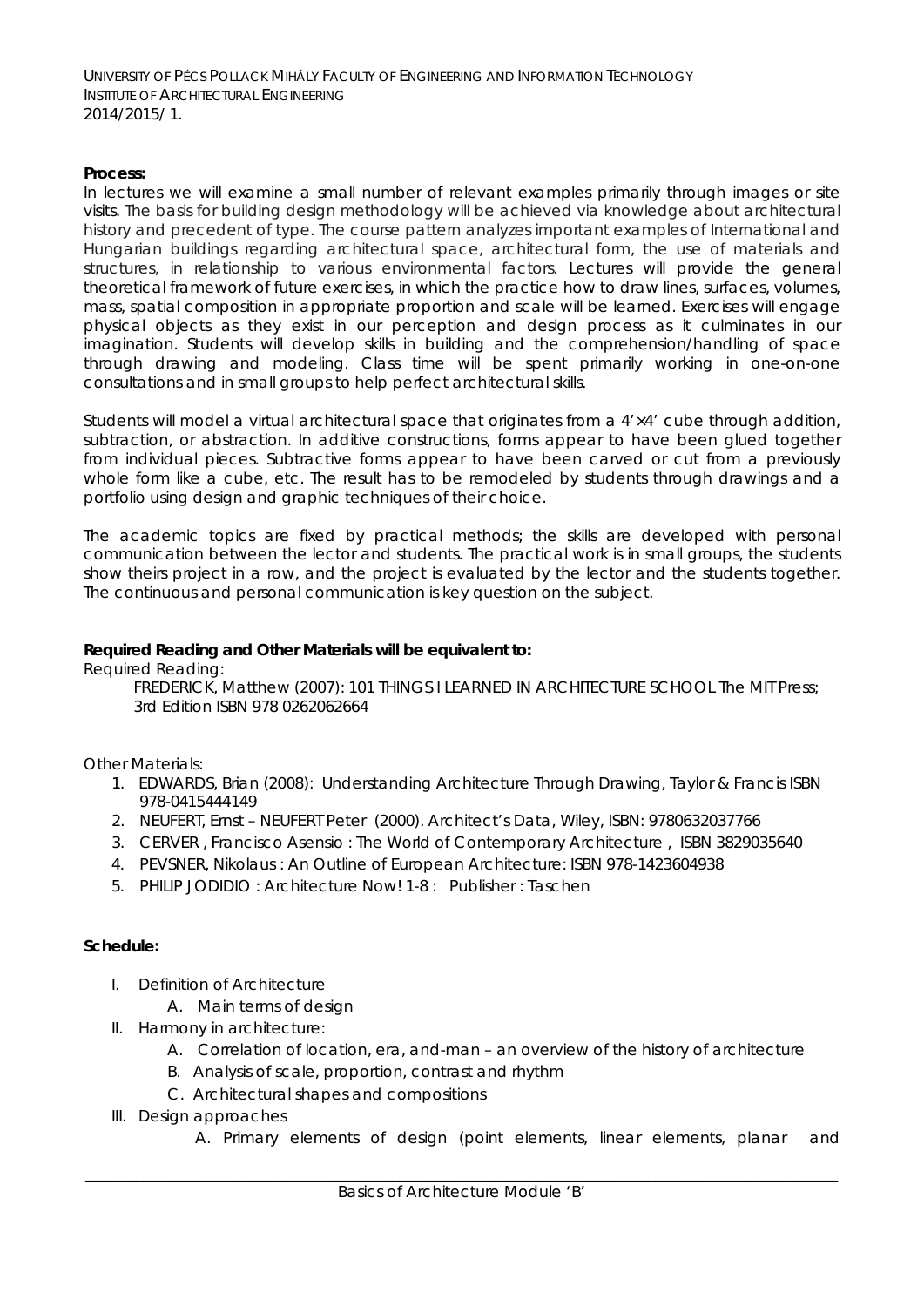**Process:**
In lectures we will examine a small number of relevant examples primarily through images or site visits. The basis for building design methodology will be achieved via knowledge about architectural history and precedent of type. The course pattern analyzes important examples of International and Hungarian buildings regarding architectural space, architectural form, the use of materials and structures, in relationship to various environmental factors. Lectures will provide the general theoretical framework of future exercises, in which the practice how to draw lines, surfaces, volumes, mass, spatial composition in appropriate proportion and scale will be learned. Exercises will engage physical objects as they exist in our perception and design process as it culminates in our imagination. Students will develop skills in building and the comprehension/handling of space through drawing and modeling. Class time will be spent primarily working in one-on-one consultations and in small groups to help perfect architectural skills.

Students will model a virtual architectural space that originates from a 4'×4' cube through addition, subtraction, or abstraction. In additive constructions, forms appear to have been glued together from individual pieces. Subtractive forms appear to have been carved or cut from a previously whole form like a cube, etc. The result has to be remodeled by students through drawings and a portfolio using design and graphic techniques of their choice.

The academic topics are fixed by practical methods; the skills are developed with personal communication between the lector and students. The practical work is in small groups, the students show theirs project in a row, and the project is evaluated by the lector and the students together. The continuous and personal communication is key question on the subject.

**Required Reading and Other Materials will be equivalent to:**

Required Reading:

FREDERICK, Matthew (2007): 101 THINGS I LEARNED IN ARCHITECTURE SCHOOL The MIT Press; 3rd Edition ISBN 978 0262062664

Other Materials:

1. EDWARDS, Brian (2008): Understanding Architecture Through Drawing, Taylor & Francis ISBN 978-0415444149
2. NEUFERT, Ernst – NEUFERT Peter (2000). Architect's Data, Wiley, ISBN: 9780632037766
3. CERVER , Francisco Asensio : The World of Contemporary Architecture , ISBN 3829035640
4. PEVSNER, Nikolaus : An Outline of European Architecture: ISBN 978-1423604938
5. PHILIP JODIDIO : Architecture Now! 1-8 : Publisher : Taschen

**Schedule:**

- I. Definition of Architecture
  - A. Main terms of design
- II. Harmony in architecture:
  - A. Correlation of location, era, and-man – an overview of the history of architecture
  - B. Analysis of scale, proportion, contrast and rhythm
  - C. Architectural shapes and compositions
- III. Design approaches
  - A. Primary elements of design (point elements, linear elements, planar and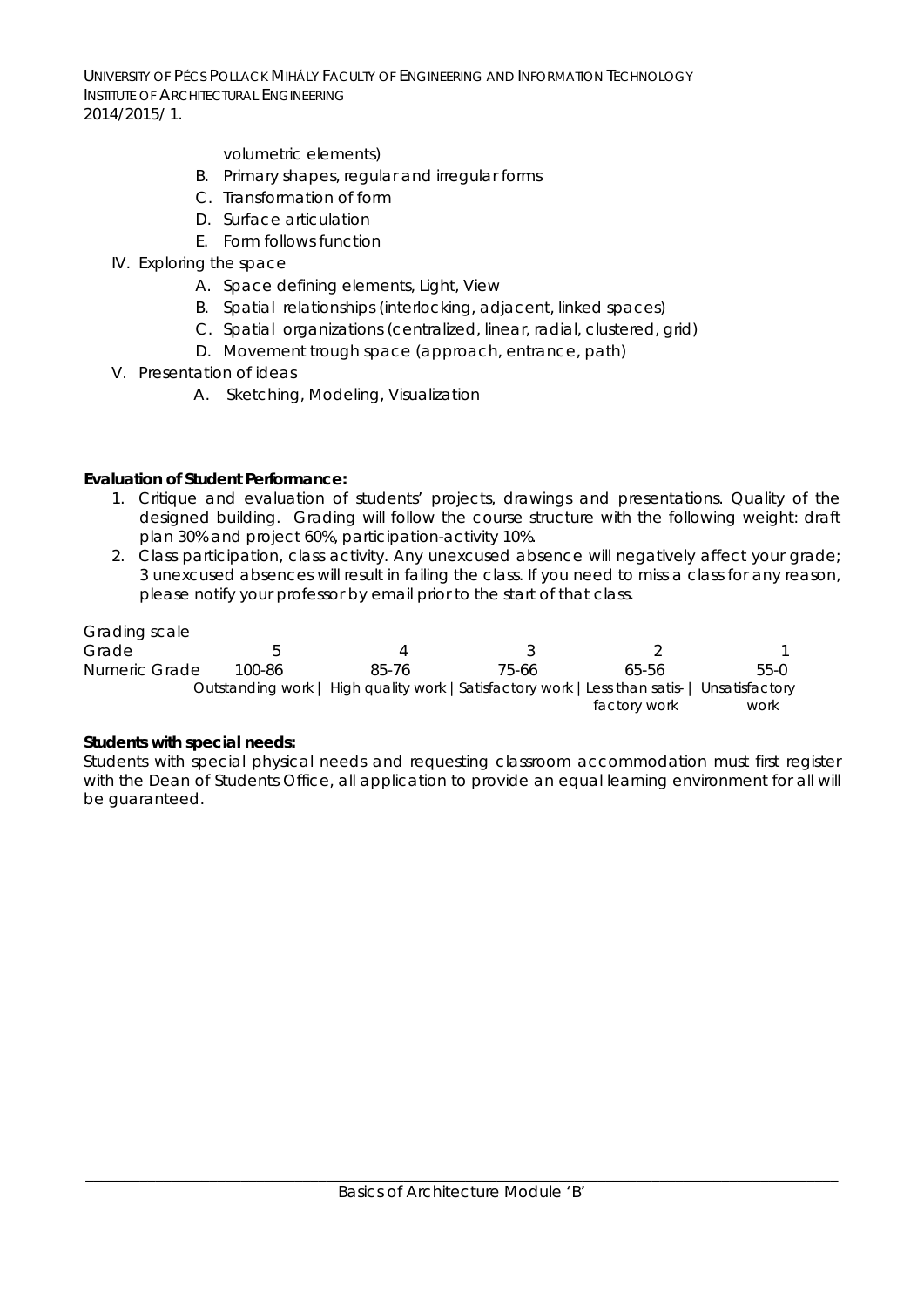volumetric elements)

   B. Primary shapes, regular and irregular forms
   C. Transformation of form
   D. Surface articulation
   E. Form follows function

IV. Exploring the space

   A. Space defining elements, Light, View
   B. Spatial relationships (interlocking, adjacent, linked spaces)
   C. Spatial organizations (centralized, linear, radial, clustered, grid)
   D. Movement trough space (approach, entrance, path)

V. Presentation of ideas

   A. Sketching, Modeling, Visualization

**Evaluation of Student Performance:**

1. Critique and evaluation of students' projects, drawings and presentations. Quality of the designed building. Grading will follow the course structure with the following weight: draft plan 30% and project 60%, participation-activity 10%.
2. Class participation, class activity. Any unexcused absence will negatively affect your grade; 3 unexcused absences will result in failing the class. If you need to miss a class for any reason, please notify your professor by email prior to the start of that class.

Grading scale

| Grade | 5 | 4 | 3 | 2 | 1 |
|---|---|---|---|---|---|
| Numeric Grade | 100-86 | 85-76 | 75-66 | 65-56 | 55-0 |
| | Outstanding work | High quality work | Satisfactory work | Less than satisfactory work | Unsatisfactory work |

**Students with special needs:**

Students with special physical needs and requesting classroom accommodation must first register with the Dean of Students Office, all application to provide an equal learning environment for all will be guaranteed.